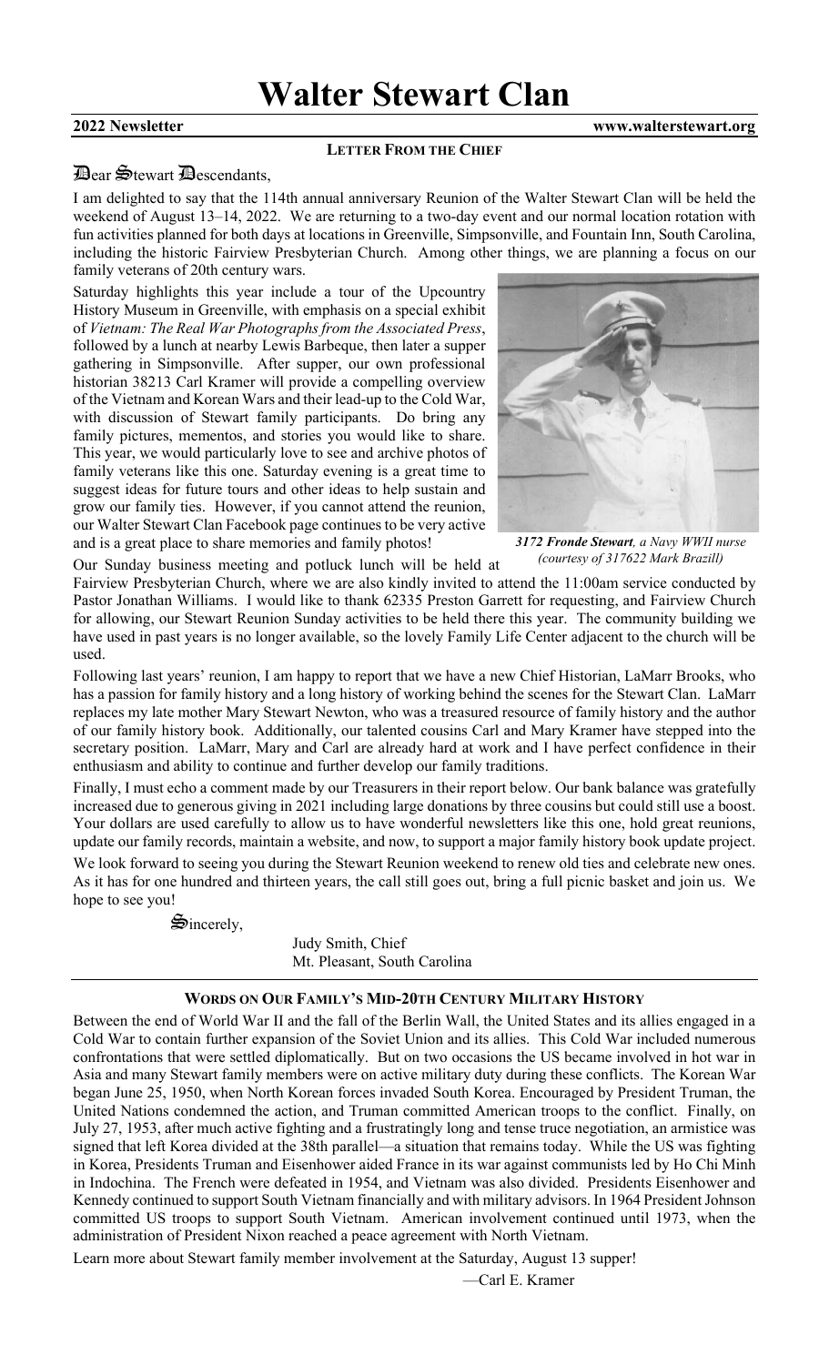# Walter Stewart Clan

**2022 Newsletter** **www.walterstewart.org**

## Letter From the Chief

Dear Stewart Descendants,

I am delighted to say that the 114th annual anniversary Reunion of the Walter Stewart Clan will be held the weekend of August 13–14, 2022. We are returning to a two-day event and our normal location rotation with fun activities planned for both days at locations in Greenville, Simpsonville, and Fountain Inn, South Carolina, including the historic Fairview Presbyterian Church. Among other things, we are planning a focus on our family veterans of 20th century wars.

Saturday highlights this year include a tour of the Upcountry History Museum in Greenville, with emphasis on a special exhibit of *Vietnam: The Real War Photographs from the Associated Press*, followed by a lunch at nearby Lewis Barbeque, then later a supper gathering in Simpsonville. After supper, our own professional historian 38213 Carl Kramer will provide a compelling overview of the Vietnam and Korean Wars and their lead-up to the Cold War, with discussion of Stewart family participants. Do bring any family pictures, mementos, and stories you would like to share. This year, we would particularly love to see and archive photos of family veterans like this one. Saturday evening is a great time to suggest ideas for future tours and other ideas to help sustain and grow our family ties. However, if you cannot attend the reunion, our Walter Stewart Clan Facebook page continues to be very active and is a great place to share memories and family photos!

***3172 Fronde Stewart**, a Navy WWII nurse (courtesy of 317622 Mark Brazill)*

Our Sunday business meeting and potluck lunch will be held at Fairview Presbyterian Church, where we are also kindly invited to attend the 11:00am service conducted by Pastor Jonathan Williams. I would like to thank 62335 Preston Garrett for requesting, and Fairview Church for allowing, our Stewart Reunion Sunday activities to be held there this year. The community building we have used in past years is no longer available, so the lovely Family Life Center adjacent to the church will be used.

Following last years' reunion, I am happy to report that we have a new Chief Historian, LaMarr Brooks, who has a passion for family history and a long history of working behind the scenes for the Stewart Clan. LaMarr replaces my late mother Mary Stewart Newton, who was a treasured resource of family history and the author of our family history book. Additionally, our talented cousins Carl and Mary Kramer have stepped into the secretary position. LaMarr, Mary and Carl are already hard at work and I have perfect confidence in their enthusiasm and ability to continue and further develop our family traditions.

Finally, I must echo a comment made by our Treasurers in their report below. Our bank balance was gratefully increased due to generous giving in 2021 including large donations by three cousins but could still use a boost. Your dollars are used carefully to allow us to have wonderful newsletters like this one, hold great reunions, update our family records, maintain a website, and now, to support a major family history book update project.

We look forward to seeing you during the Stewart Reunion weekend to renew old ties and celebrate new ones. As it has for one hundred and thirteen years, the call still goes out, bring a full picnic basket and join us. We hope to see you!

Sincerely,

Judy Smith, Chief
Mt. Pleasant, South Carolina

## Words on Our Family's Mid-20th Century Military History

Between the end of World War II and the fall of the Berlin Wall, the United States and its allies engaged in a Cold War to contain further expansion of the Soviet Union and its allies. This Cold War included numerous confrontations that were settled diplomatically. But on two occasions the US became involved in hot war in Asia and many Stewart family members were on active military duty during these conflicts. The Korean War began June 25, 1950, when North Korean forces invaded South Korea. Encouraged by President Truman, the United Nations condemned the action, and Truman committed American troops to the conflict. Finally, on July 27, 1953, after much active fighting and a frustratingly long and tense truce negotiation, an armistice was signed that left Korea divided at the 38th parallel—a situation that remains today. While the US was fighting in Korea, Presidents Truman and Eisenhower aided France in its war against communists led by Ho Chi Minh in Indochina. The French were defeated in 1954, and Vietnam was also divided. Presidents Eisenhower and Kennedy continued to support South Vietnam financially and with military advisors. In 1964 President Johnson committed US troops to support South Vietnam. American involvement continued until 1973, when the administration of President Nixon reached a peace agreement with North Vietnam.

Learn more about Stewart family member involvement at the Saturday, August 13 supper!

—Carl E. Kramer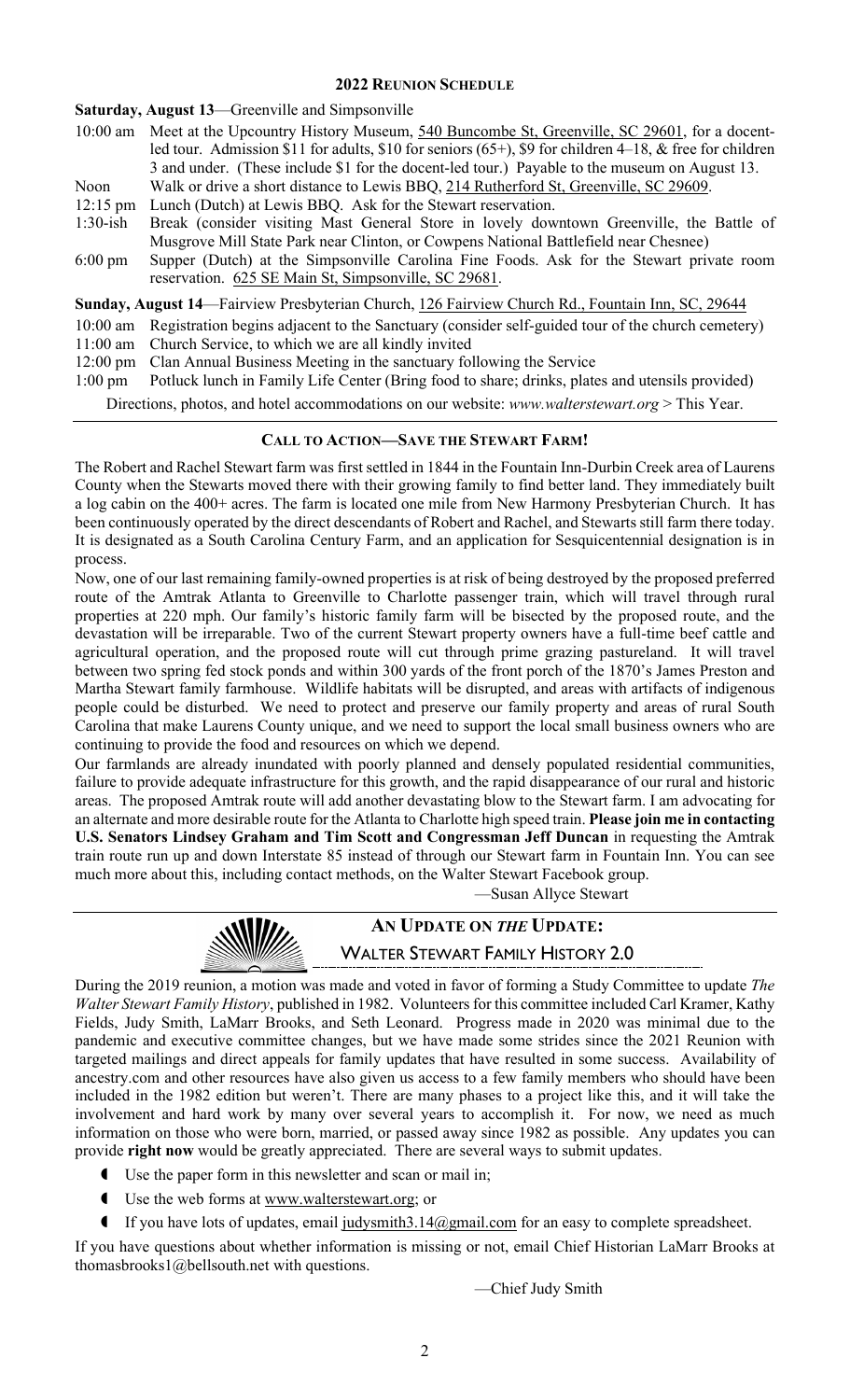## 2022 Reunion Schedule

**Saturday, August 13**—Greenville and Simpsonville

| | |
|---|---|
| 10:00 am | Meet at the Upcountry History Museum, 540 Buncombe St, Greenville, SC 29601, for a docent-led tour. Admission $11 for adults, $10 for seniors (65+), $9 for children 4–18, & free for children 3 and under. (These include $1 for the docent-led tour.) Payable to the museum on August 13. |
| Noon | Walk or drive a short distance to Lewis BBQ, 214 Rutherford St, Greenville, SC 29609. |
| 12:15 pm | Lunch (Dutch) at Lewis BBQ. Ask for the Stewart reservation. |
| 1:30-ish | Break (consider visiting Mast General Store in lovely downtown Greenville, the Battle of Musgrove Mill State Park near Clinton, or Cowpens National Battlefield near Chesnee) |
| 6:00 pm | Supper (Dutch) at the Simpsonville Carolina Fine Foods. Ask for the Stewart private room reservation. 625 SE Main St, Simpsonville, SC 29681. |

**Sunday, August 14**—Fairview Presbyterian Church, 126 Fairview Church Rd., Fountain Inn, SC, 29644

| | |
|---|---|
| 10:00 am | Registration begins adjacent to the Sanctuary (consider self-guided tour of the church cemetery) |
| 11:00 am | Church Service, to which we are all kindly invited |
| 12:00 pm | Clan Annual Business Meeting in the sanctuary following the Service |
| 1:00 pm | Potluck lunch in Family Life Center (Bring food to share; drinks, plates and utensils provided) |

Directions, photos, and hotel accommodations on our website: *www.walterstewart.org* > This Year.

## Call to Action—Save the Stewart Farm!

The Robert and Rachel Stewart farm was first settled in 1844 in the Fountain Inn-Durbin Creek area of Laurens County when the Stewarts moved there with their growing family to find better land. They immediately built a log cabin on the 400+ acres. The farm is located one mile from New Harmony Presbyterian Church. It has been continuously operated by the direct descendants of Robert and Rachel, and Stewarts still farm there today. It is designated as a South Carolina Century Farm, and an application for Sesquicentennial designation is in process.

Now, one of our last remaining family-owned properties is at risk of being destroyed by the proposed preferred route of the Amtrak Atlanta to Greenville to Charlotte passenger train, which will travel through rural properties at 220 mph. Our family's historic family farm will be bisected by the proposed route, and the devastation will be irreparable. Two of the current Stewart property owners have a full-time beef cattle and agricultural operation, and the proposed route will cut through prime grazing pastureland. It will travel between two spring fed stock ponds and within 300 yards of the front porch of the 1870's James Preston and Martha Stewart family farmhouse. Wildlife habitats will be disrupted, and areas with artifacts of indigenous people could be disturbed. We need to protect and preserve our family property and areas of rural South Carolina that make Laurens County unique, and we need to support the local small business owners who are continuing to provide the food and resources on which we depend.

Our farmlands are already inundated with poorly planned and densely populated residential communities, failure to provide adequate infrastructure for this growth, and the rapid disappearance of our rural and historic areas. The proposed Amtrak route will add another devastating blow to the Stewart farm. I am advocating for an alternate and more desirable route for the Atlanta to Charlotte high speed train. **Please join me in contacting U.S. Senators Lindsey Graham and Tim Scott and Congressman Jeff Duncan** in requesting the Amtrak train route run up and down Interstate 85 instead of through our Stewart farm in Fountain Inn. You can see much more about this, including contact methods, on the Walter Stewart Facebook group.

—Susan Allyce Stewart

## An Update on *the* Update: Walter Stewart Family History 2.0

During the 2019 reunion, a motion was made and voted in favor of forming a Study Committee to update *The Walter Stewart Family History*, published in 1982. Volunteers for this committee included Carl Kramer, Kathy Fields, Judy Smith, LaMarr Brooks, and Seth Leonard. Progress made in 2020 was minimal due to the pandemic and executive committee changes, but we have made some strides since the 2021 Reunion with targeted mailings and direct appeals for family updates that have resulted in some success. Availability of ancestry.com and other resources have also given us access to a few family members who should have been included in the 1982 edition but weren't. There are many phases to a project like this, and it will take the involvement and hard work by many over several years to accomplish it. For now, we need as much information on those who were born, married, or passed away since 1982 as possible. Any updates you can provide **right now** would be greatly appreciated. There are several ways to submit updates.

- Use the paper form in this newsletter and scan or mail in;
- Use the web forms at www.walterstewart.org; or
- If you have lots of updates, email judysmith3.14@gmail.com for an easy to complete spreadsheet.

If you have questions about whether information is missing or not, email Chief Historian LaMarr Brooks at thomasbrooks1@bellsouth.net with questions.

—Chief Judy Smith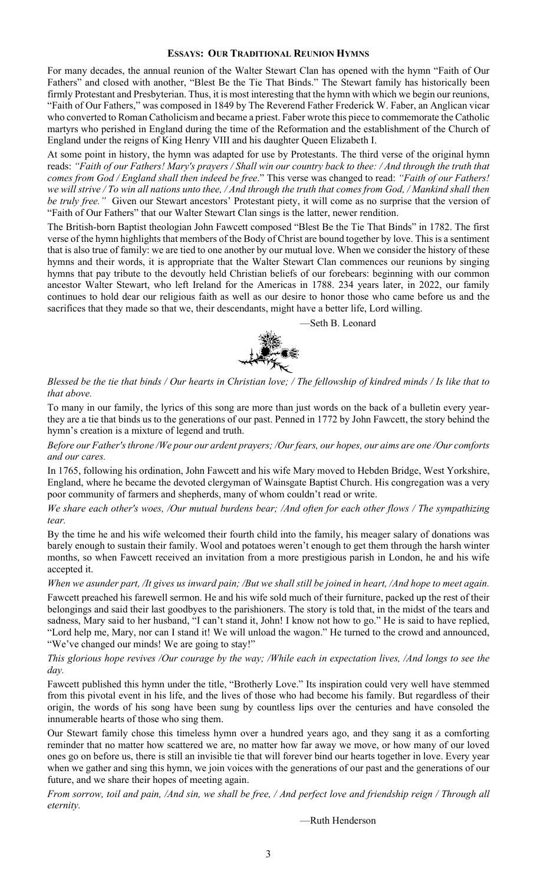## ESSAYS: OUR TRADITIONAL REUNION HYMNS

For many decades, the annual reunion of the Walter Stewart Clan has opened with the hymn "Faith of Our Fathers" and closed with another, "Blest Be the Tie That Binds." The Stewart family has historically been firmly Protestant and Presbyterian. Thus, it is most interesting that the hymn with which we begin our reunions, "Faith of Our Fathers," was composed in 1849 by The Reverend Father Frederick W. Faber, an Anglican vicar who converted to Roman Catholicism and became a priest. Faber wrote this piece to commemorate the Catholic martyrs who perished in England during the time of the Reformation and the establishment of the Church of England under the reigns of King Henry VIII and his daughter Queen Elizabeth I.

At some point in history, the hymn was adapted for use by Protestants. The third verse of the original hymn reads: *"Faith of our Fathers! Mary's prayers / Shall win our country back to thee: / And through the truth that comes from God / England shall then indeed be free*." This verse was changed to read: *"Faith of our Fathers! we will strive / To win all nations unto thee, / And through the truth that comes from God, / Mankind shall then be truly free."* Given our Stewart ancestors' Protestant piety, it will come as no surprise that the version of "Faith of Our Fathers" that our Walter Stewart Clan sings is the latter, newer rendition.

The British-born Baptist theologian John Fawcett composed "Blest Be the Tie That Binds" in 1782. The first verse of the hymn highlights that members of the Body of Christ are bound together by love. This is a sentiment that is also true of family: we are tied to one another by our mutual love. When we consider the history of these hymns and their words, it is appropriate that the Walter Stewart Clan commences our reunions by singing hymns that pay tribute to the devoutly held Christian beliefs of our forebears: beginning with our common ancestor Walter Stewart, who left Ireland for the Americas in 1788. 234 years later, in 2022, our family continues to hold dear our religious faith as well as our desire to honor those who came before us and the sacrifices that they made so that we, their descendants, might have a better life, Lord willing.

—Seth B. Leonard

*Blessed be the tie that binds / Our hearts in Christian love; / The fellowship of kindred minds / Is like that to that above.*

To many in our family, the lyrics of this song are more than just words on the back of a bulletin every year- they are a tie that binds us to the generations of our past. Penned in 1772 by John Fawcett, the story behind the hymn's creation is a mixture of legend and truth.

*Before our Father's throne /We pour our ardent prayers; /Our fears, our hopes, our aims are one /Our comforts and our cares.*

In 1765, following his ordination, John Fawcett and his wife Mary moved to Hebden Bridge, West Yorkshire, England, where he became the devoted clergyman of Wainsgate Baptist Church. His congregation was a very poor community of farmers and shepherds, many of whom couldn't read or write.

*We share each other's woes, /Our mutual burdens bear; /And often for each other flows / The sympathizing tear.*

By the time he and his wife welcomed their fourth child into the family, his meager salary of donations was barely enough to sustain their family. Wool and potatoes weren't enough to get them through the harsh winter months, so when Fawcett received an invitation from a more prestigious parish in London, he and his wife accepted it.

*When we asunder part, /It gives us inward pain; /But we shall still be joined in heart, /And hope to meet again.*

Fawcett preached his farewell sermon. He and his wife sold much of their furniture, packed up the rest of their belongings and said their last goodbyes to the parishioners. The story is told that, in the midst of the tears and sadness, Mary said to her husband, "I can't stand it, John! I know not how to go." He is said to have replied, "Lord help me, Mary, nor can I stand it! We will unload the wagon." He turned to the crowd and announced, "We've changed our minds! We are going to stay!"

*This glorious hope revives /Our courage by the way; /While each in expectation lives, /And longs to see the day.*

Fawcett published this hymn under the title, "Brotherly Love." Its inspiration could very well have stemmed from this pivotal event in his life, and the lives of those who had become his family. But regardless of their origin, the words of his song have been sung by countless lips over the centuries and have consoled the innumerable hearts of those who sing them.

Our Stewart family chose this timeless hymn over a hundred years ago, and they sang it as a comforting reminder that no matter how scattered we are, no matter how far away we move, or how many of our loved ones go on before us, there is still an invisible tie that will forever bind our hearts together in love. Every year when we gather and sing this hymn, we join voices with the generations of our past and the generations of our future, and we share their hopes of meeting again.

*From sorrow, toil and pain, /And sin, we shall be free, / And perfect love and friendship reign / Through all eternity.*

—Ruth Henderson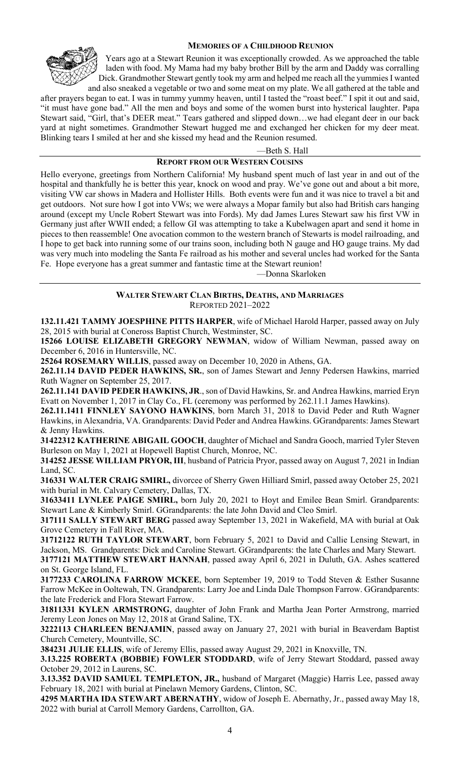## Memories of a Childhood Reunion

Years ago at a Stewart Reunion it was exceptionally crowded. As we approached the table laden with food. My Mama had my baby brother Bill by the arm and Daddy was corralling Dick. Grandmother Stewart gently took my arm and helped me reach all the yummies I wanted and also sneaked a vegetable or two and some meat on my plate. We all gathered at the table and after prayers began to eat. I was in tummy yummy heaven, until I tasted the "roast beef." I spit it out and said, "it must have gone bad." All the men and boys and some of the women burst into hysterical laughter. Papa Stewart said, "Girl, that's DEER meat." Tears gathered and slipped down…we had elegant deer in our back yard at night sometimes. Grandmother Stewart hugged me and exchanged her chicken for my deer meat. Blinking tears I smiled at her and she kissed my head and the Reunion resumed.

—Beth S. Hall

## Report from our Western Cousins

Hello everyone, greetings from Northern California! My husband spent much of last year in and out of the hospital and thankfully he is better this year, knock on wood and pray. We've gone out and about a bit more, visiting VW car shows in Madera and Hollister Hills. Both events were fun and it was nice to travel a bit and get outdoors. Not sure how I got into VWs; we were always a Mopar family but also had British cars hanging around (except my Uncle Robert Stewart was into Fords). My dad James Lures Stewart saw his first VW in Germany just after WWII ended; a fellow GI was attempting to take a Kubelwagen apart and send it home in pieces to then reassemble! One avocation common to the western branch of Stewarts is model railroading, and I hope to get back into running some of our trains soon, including both N gauge and HO gauge trains. My dad was very much into modeling the Santa Fe railroad as his mother and several uncles had worked for the Santa Fe. Hope everyone has a great summer and fantastic time at the Stewart reunion!

—Donna Skarloken

## Walter Stewart Clan Births, Deaths, and Marriages

Reported 2021–2022

**132.11.421 TAMMY JOESPHINE PITTS HARPER**, wife of Michael Harold Harper, passed away on July 28, 2015 with burial at Coneross Baptist Church, Westminster, SC.

**15266 LOUISE ELIZABETH GREGORY NEWMAN**, widow of William Newman, passed away on December 6, 2016 in Huntersville, NC.

**25264 ROSEMARY WILLIS**, passed away on December 10, 2020 in Athens, GA.

**262.11.14 DAVID PEDER HAWKINS, SR.**, son of James Stewart and Jenny Pedersen Hawkins, married Ruth Wagner on September 25, 2017.

**262.11.141 DAVID PEDER HAWKINS, JR**., son of David Hawkins, Sr. and Andrea Hawkins, married Eryn Evatt on November 1, 2017 in Clay Co., FL (ceremony was performed by 262.11.1 James Hawkins).

**262.11.1411 FINNLEY SAYONO HAWKINS**, born March 31, 2018 to David Peder and Ruth Wagner Hawkins, in Alexandria, VA. Grandparents: David Peder and Andrea Hawkins. GGrandparents: James Stewart & Jenny Hawkins.

**31422312 KATHERINE ABIGAIL GOOCH**, daughter of Michael and Sandra Gooch, married Tyler Steven Burleson on May 1, 2021 at Hopewell Baptist Church, Monroe, NC.

**314252 JESSE WILLIAM PRYOR, III**, husband of Patricia Pryor, passed away on August 7, 2021 in Indian Land, SC.

**316331 WALTER CRAIG SMIRL,** divorcee of Sherry Gwen Hilliard Smirl, passed away October 25, 2021 with burial in Mt. Calvary Cemetery, Dallas, TX.

**31633411 LYNLEE PAIGE SMIRL,** born July 20, 2021 to Hoyt and Emilee Bean Smirl. Grandparents: Stewart Lane & Kimberly Smirl. GGrandparents: the late John David and Cleo Smirl.

**317111 SALLY STEWART BERG** passed away September 13, 2021 in Wakefield, MA with burial at Oak Grove Cemetery in Fall River, MA.

**31712122 RUTH TAYLOR STEWART**, born February 5, 2021 to David and Callie Lensing Stewart, in Jackson, MS. Grandparents: Dick and Caroline Stewart. GGrandparents: the late Charles and Mary Stewart.

**3177121 MATTHEW STEWART HANNAH**, passed away April 6, 2021 in Duluth, GA. Ashes scattered on St. George Island, FL.

**3177233 CAROLINA FARROW MCKEE**, born September 19, 2019 to Todd Steven & Esther Susanne Farrow McKee in Ooltewah, TN. Grandparents: Larry Joe and Linda Dale Thompson Farrow. GGrandparents: the late Frederick and Flora Stewart Farrow.

**31811331 KYLEN ARMSTRONG**, daughter of John Frank and Martha Jean Porter Armstrong, married Jeremy Leon Jones on May 12, 2018 at Grand Saline, TX.

**3222113 CHARLEEN BENJAMIN**, passed away on January 27, 2021 with burial in Beaverdam Baptist Church Cemetery, Mountville, SC.

**384231 JULIE ELLIS**, wife of Jeremy Ellis, passed away August 29, 2021 in Knoxville, TN.

**3.13.225 ROBERTA (BOBBIE) FOWLER STODDARD**, wife of Jerry Stewart Stoddard, passed away October 29, 2012 in Laurens, SC.

**3.13.352 DAVID SAMUEL TEMPLETON, JR.,** husband of Margaret (Maggie) Harris Lee, passed away February 18, 2021 with burial at Pinelawn Memory Gardens, Clinton, SC.

**4295 MARTHA IDA STEWART ABERNATHY**, widow of Joseph E. Abernathy, Jr., passed away May 18, 2022 with burial at Carroll Memory Gardens, Carrollton, GA.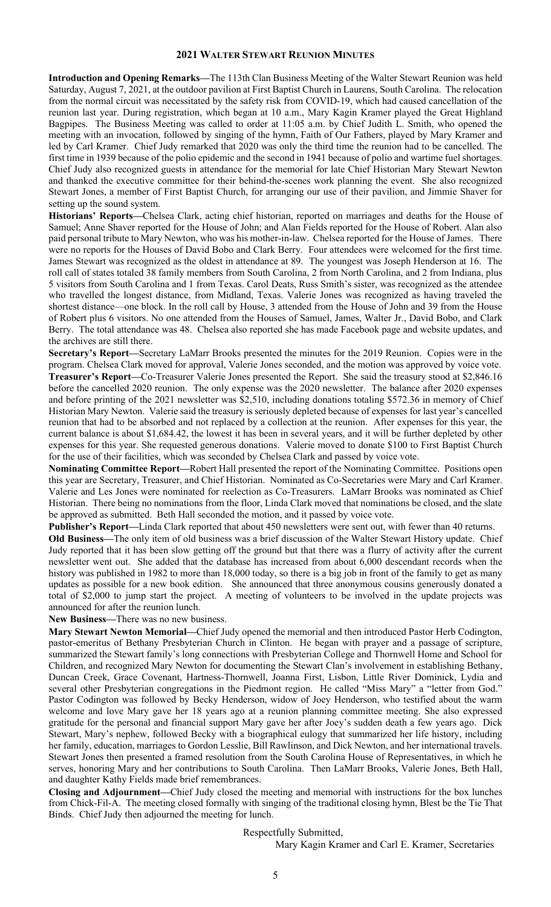## 2021 WALTER STEWART REUNION MINUTES

**Introduction and Opening Remarks—**The 113th Clan Business Meeting of the Walter Stewart Reunion was held Saturday, August 7, 2021, at the outdoor pavilion at First Baptist Church in Laurens, South Carolina. The relocation from the normal circuit was necessitated by the safety risk from COVID-19, which had caused cancellation of the reunion last year. During registration, which began at 10 a.m., Mary Kagin Kramer played the Great Highland Bagpipes. The Business Meeting was called to order at 11:05 a.m. by Chief Judith L. Smith, who opened the meeting with an invocation, followed by singing of the hymn, Faith of Our Fathers, played by Mary Kramer and led by Carl Kramer. Chief Judy remarked that 2020 was only the third time the reunion had to be cancelled. The first time in 1939 because of the polio epidemic and the second in 1941 because of polio and wartime fuel shortages. Chief Judy also recognized guests in attendance for the memorial for late Chief Historian Mary Stewart Newton and thanked the executive committee for their behind-the-scenes work planning the event. She also recognized Stewart Jones, a member of First Baptist Church, for arranging our use of their pavilion, and Jimmie Shaver for setting up the sound system.

**Historians' Reports—**Chelsea Clark, acting chief historian, reported on marriages and deaths for the House of Samuel; Anne Shaver reported for the House of John; and Alan Fields reported for the House of Robert. Alan also paid personal tribute to Mary Newton, who was his mother-in-law. Chelsea reported for the House of James. There were no reports for the Houses of David Bobo and Clark Berry. Four attendees were welcomed for the first time. James Stewart was recognized as the oldest in attendance at 89. The youngest was Joseph Henderson at 16. The roll call of states totaled 38 family members from South Carolina, 2 from North Carolina, and 2 from Indiana, plus 5 visitors from South Carolina and 1 from Texas. Carol Deats, Russ Smith's sister, was recognized as the attendee who travelled the longest distance, from Midland, Texas. Valerie Jones was recognized as having traveled the shortest distance—one block. In the roll call by House, 3 attended from the House of John and 39 from the House of Robert plus 6 visitors. No one attended from the Houses of Samuel, James, Walter Jr., David Bobo, and Clark Berry. The total attendance was 48. Chelsea also reported she has made Facebook page and website updates, and the archives are still there.

**Secretary's Report—**Secretary LaMarr Brooks presented the minutes for the 2019 Reunion. Copies were in the program. Chelsea Clark moved for approval, Valerie Jones seconded, and the motion was approved by voice vote.

**Treasurer's Report—**Co-Treasurer Valerie Jones presented the Report. She said the treasury stood at $2,846.16 before the cancelled 2020 reunion. The only expense was the 2020 newsletter. The balance after 2020 expenses and before printing of the 2021 newsletter was $2,510, including donations totaling $572.36 in memory of Chief Historian Mary Newton. Valerie said the treasury is seriously depleted because of expenses for last year's cancelled reunion that had to be absorbed and not replaced by a collection at the reunion. After expenses for this year, the current balance is about $1,684.42, the lowest it has been in several years, and it will be further depleted by other expenses for this year. She requested generous donations. Valerie moved to donate $100 to First Baptist Church for the use of their facilities, which was seconded by Chelsea Clark and passed by voice vote.

**Nominating Committee Report—**Robert Hall presented the report of the Nominating Committee. Positions open this year are Secretary, Treasurer, and Chief Historian. Nominated as Co-Secretaries were Mary and Carl Kramer. Valerie and Les Jones were nominated for reelection as Co-Treasurers. LaMarr Brooks was nominated as Chief Historian. There being no nominations from the floor, Linda Clark moved that nominations be closed, and the slate be approved as submitted. Beth Hall seconded the motion, and it passed by voice vote.

**Publisher's Report—**Linda Clark reported that about 450 newsletters were sent out, with fewer than 40 returns.

**Old Business—**The only item of old business was a brief discussion of the Walter Stewart History update. Chief Judy reported that it has been slow getting off the ground but that there was a flurry of activity after the current newsletter went out. She added that the database has increased from about 6,000 descendant records when the history was published in 1982 to more than 18,000 today, so there is a big job in front of the family to get as many updates as possible for a new book edition. She announced that three anonymous cousins generously donated a total of $2,000 to jump start the project. A meeting of volunteers to be involved in the update projects was announced for after the reunion lunch.

**New Business—**There was no new business.

**Mary Stewart Newton Memorial—**Chief Judy opened the memorial and then introduced Pastor Herb Codington, pastor-emeritus of Bethany Presbyterian Church in Clinton. He began with prayer and a passage of scripture, summarized the Stewart family's long connections with Presbyterian College and Thornwell Home and School for Children, and recognized Mary Newton for documenting the Stewart Clan's involvement in establishing Bethany, Duncan Creek, Grace Covenant, Hartness-Thornwell, Joanna First, Lisbon, Little River Dominick, Lydia and several other Presbyterian congregations in the Piedmont region. He called "Miss Mary" a "letter from God." Pastor Codington was followed by Becky Henderson, widow of Joey Henderson, who testified about the warm welcome and love Mary gave her 18 years ago at a reunion planning committee meeting. She also expressed gratitude for the personal and financial support Mary gave her after Joey's sudden death a few years ago. Dick Stewart, Mary's nephew, followed Becky with a biographical eulogy that summarized her life history, including her family, education, marriages to Gordon Lesslie, Bill Rawlinson, and Dick Newton, and her international travels. Stewart Jones then presented a framed resolution from the South Carolina House of Representatives, in which he serves, honoring Mary and her contributions to South Carolina. Then LaMarr Brooks, Valerie Jones, Beth Hall, and daughter Kathy Fields made brief remembrances.

**Closing and Adjournment—**Chief Judy closed the meeting and memorial with instructions for the box lunches from Chick-Fil-A. The meeting closed formally with singing of the traditional closing hymn, Blest be the Tie That Binds. Chief Judy then adjourned the meeting for lunch.

Respectfully Submitted,

Mary Kagin Kramer and Carl E. Kramer, Secretaries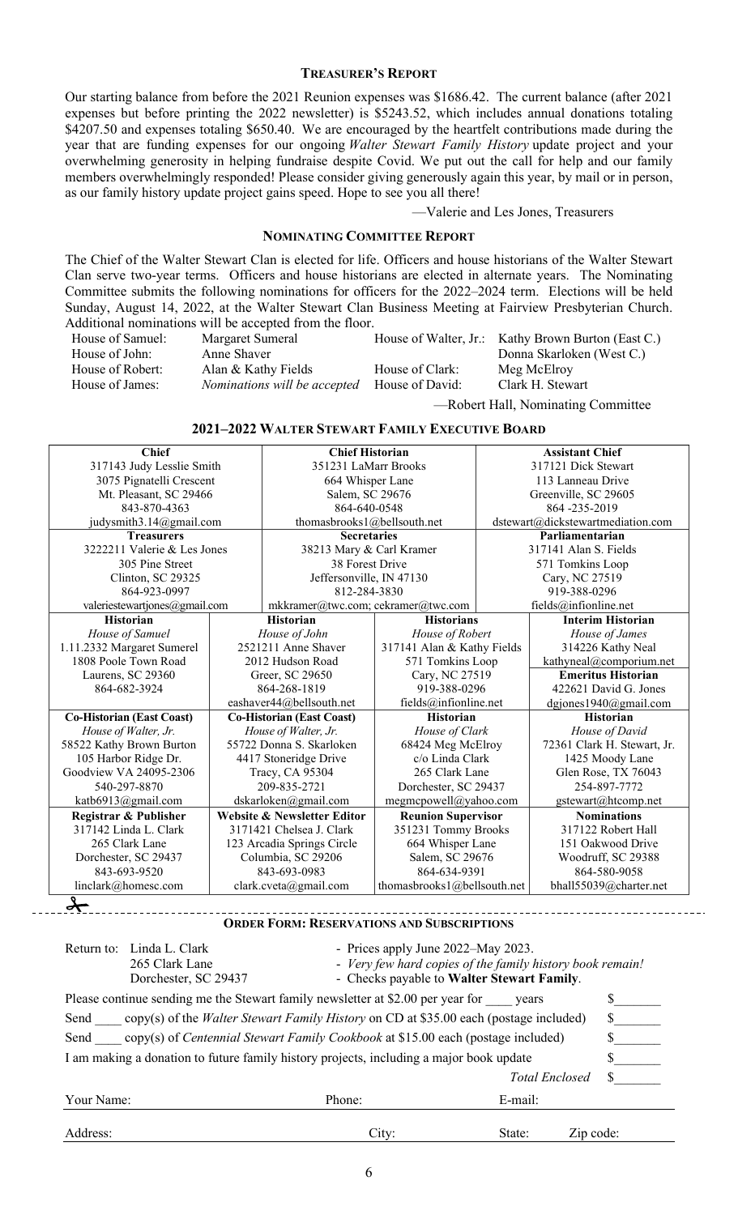## Treasurer's Report

Our starting balance from before the 2021 Reunion expenses was $1686.42. The current balance (after 2021 expenses but before printing the 2022 newsletter) is $5243.52, which includes annual donations totaling $4207.50 and expenses totaling $650.40. We are encouraged by the heartfelt contributions made during the year that are funding expenses for our ongoing *Walter Stewart Family History* update project and your overwhelming generosity in helping fundraise despite Covid. We put out the call for help and our family members overwhelmingly responded! Please consider giving generously again this year, by mail or in person, as our family history update project gains speed. Hope to see you all there!

—Valerie and Les Jones, Treasurers

## Nominating Committee Report

The Chief of the Walter Stewart Clan is elected for life. Officers and house historians of the Walter Stewart Clan serve two-year terms. Officers and house historians are elected in alternate years. The Nominating Committee submits the following nominations for officers for the 2022–2024 term. Elections will be held Sunday, August 14, 2022, at the Walter Stewart Clan Business Meeting at Fairview Presbyterian Church. Additional nominations will be accepted from the floor.

| | | | |
|---|---|---|---|
| House of Samuel: | Margaret Sumeral | House of Walter, Jr.: | Kathy Brown Burton (East C.) |
| House of John: | Anne Shaver | | Donna Skarloken (West C.) |
| House of Robert: | Alan & Kathy Fields | House of Clark: | Meg McElroy |
| House of James: | *Nominations will be accepted* | House of David: | Clark H. Stewart |

—Robert Hall, Nominating Committee

## 2021–2022 Walter Stewart Family Executive Board

| **Chief** | **Chief Historian** | **Assistant Chief** |
|---|---|---|
| 317143 Judy Lesslie Smith<br>3075 Pignatelli Crescent<br>Mt. Pleasant, SC 29466<br>843-870-4363<br>judysmith3.14@gmail.com | 351231 LaMarr Brooks<br>664 Whisper Lane<br>Salem, SC 29676<br>864-640-0548<br>thomasbrooks1@bellsouth.net | 317121 Dick Stewart<br>113 Lanneau Drive<br>Greenville, SC 29605<br>864 -235-2019<br>dstewart@dickstewartmediation.com |
| **Treasurers** | **Secretaries** | **Parliamentarian** |
| 3222211 Valerie & Les Jones<br>305 Pine Street<br>Clinton, SC 29325<br>864-923-0997<br>valeriestewartjones@gmail.com | 38213 Mary & Carl Kramer<br>38 Forest Drive<br>Jeffersonville, IN 47130<br>812-284-3830<br>mkkramer@twc.com; cekramer@twc.com | 317141 Alan S. Fields<br>571 Tomkins Loop<br>Cary, NC 27519<br>919-388-0296<br>fields@infionline.net |

| **Historian** | **Historian** | **Historians** | **Interim Historian** |
|---|---|---|---|
| *House of Samuel*<br>1.11.2332 Margaret Sumerel<br>1808 Poole Town Road<br>Laurens, SC 29360<br>864-682-3924 | *House of John*<br>2521211 Anne Shaver<br>2012 Hudson Road<br>Greer, SC 29650<br>864-268-1819<br>eashaver44@bellsouth.net | *House of Robert*<br>317141 Alan & Kathy Fields<br>571 Tomkins Loop<br>Cary, NC 27519<br>919-388-0296<br>fields@infionline.net | *House of James*<br>314226 Kathy Neal<br>kathyneal@comporium.net<br>**Emeritus Historian**<br>422621 David G. Jones<br>dgjones1940@gmail.com |
| **Co-Historian (East Coast)** | **Co-Historian (East Coast)** | **Historian** | **Historian** |
| *House of Walter, Jr.*<br>58522 Kathy Brown Burton<br>105 Harbor Ridge Dr.<br>Goodview VA 24095-2306<br>540-297-8870<br>katb6913@gmail.com | *House of Walter, Jr.*<br>55722 Donna S. Skarloken<br>4417 Stoneridge Drive<br>Tracy, CA 95304<br>209-835-2721<br>dskarloken@gmail.com | *House of Clark*<br>68424 Meg McElroy<br>c/o Linda Clark<br>265 Clark Lane<br>Dorchester, SC 29437<br>megmcpowell@yahoo.com | *House of David*<br>72361 Clark H. Stewart, Jr.<br>1425 Moody Lane<br>Glen Rose, TX 76043<br>254-897-7772<br>gstewart@htcomp.net |
| **Registrar & Publisher** | **Website & Newsletter Editor** | **Reunion Supervisor** | **Nominations** |
| 317142 Linda L. Clark<br>265 Clark Lane<br>Dorchester, SC 29437<br>843-693-9520<br>linclark@homesc.com | 3171421 Chelsea J. Clark<br>123 Arcadia Springs Circle<br>Columbia, SC 29206<br>843-693-0983<br>clark.cveta@gmail.com | 351231 Tommy Brooks<br>664 Whisper Lane<br>Salem, SC 29676<br>864-634-9391<br>thomasbrooks1@bellsouth.net | 317122 Robert Hall<br>151 Oakwood Drive<br>Woodruff, SC 29388<br>864-580-9058<br>bhall55039@charter.net |

---

## Order Form: Reservations and Subscriptions

Return to: Linda L. Clark
265 Clark Lane
Dorchester, SC 29437

- Prices apply June 2022–May 2023.
- *Very few hard copies of the family history book remain!*
- Checks payable to **Walter Stewart Family**.

Please continue sending me the Stewart family newsletter at $2.00 per year for ____ years $_______

Send ____ copy(s) of the *Walter Stewart Family History* on CD at $35.00 each (postage included) $_______

Send ____ copy(s) of *Centennial Stewart Family Cookbook* at $15.00 each (postage included) $_______

I am making a donation to future family history projects, including a major book update $_______

*Total Enclosed* $_______

Your Name: ______________________ Phone: ______________ E-mail: ______________

Address: ______________________ City: ______________ State: ______ Zip code: ______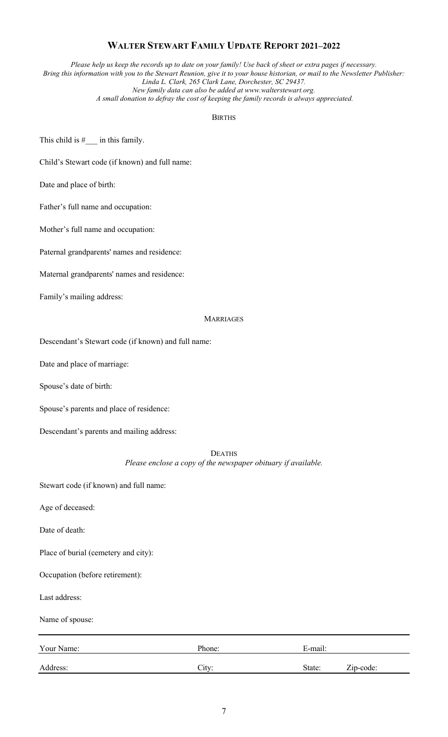# Walter Stewart Family Update Report 2021–2022

*Please help us keep the records up to date on your family! Use back of sheet or extra pages if necessary. Bring this information with you to the Stewart Reunion, give it to your house historian, or mail to the Newsletter Publisher: Linda L. Clark, 265 Clark Lane, Dorchester, SC 29437. New family data can also be added at www.walterstewart.org. A small donation to defray the cost of keeping the family records is always appreciated.*

## Births

This child is #___ in this family.

Child's Stewart code (if known) and full name:

Date and place of birth:

Father's full name and occupation:

Mother's full name and occupation:

Paternal grandparents' names and residence:

Maternal grandparents' names and residence:

Family's mailing address:

## Marriages

Descendant's Stewart code (if known) and full name:

Date and place of marriage:

Spouse's date of birth:

Spouse's parents and place of residence:

Descendant's parents and mailing address:

## Deaths

*Please enclose a copy of the newspaper obituary if available.*

Stewart code (if known) and full name:

Age of deceased:

Date of death:

Place of burial (cemetery and city):

Occupation (before retirement):

Last address:

Name of spouse:

---

Your Name: Phone: E-mail:

Address: City: State: Zip-code: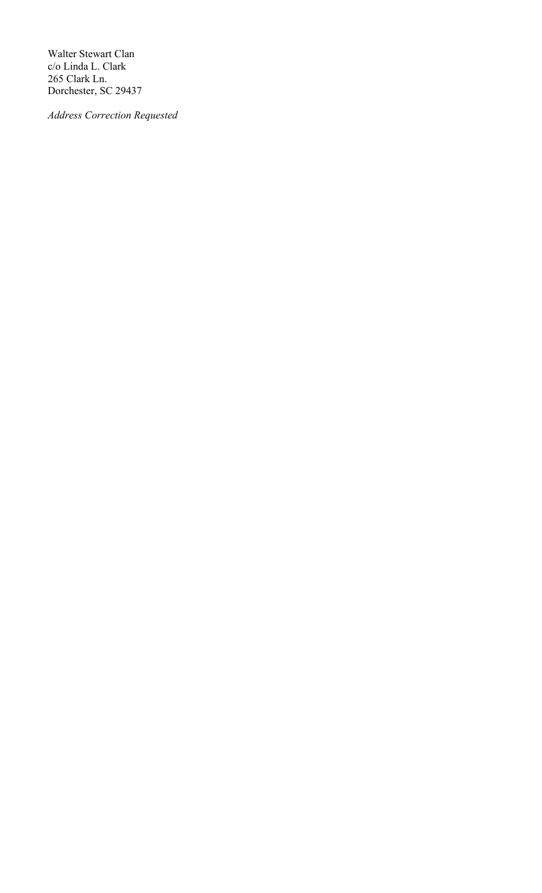Walter Stewart Clan  
c/o Linda L. Clark  
265 Clark Ln.  
Dorchester, SC 29437

*Address Correction Requested*